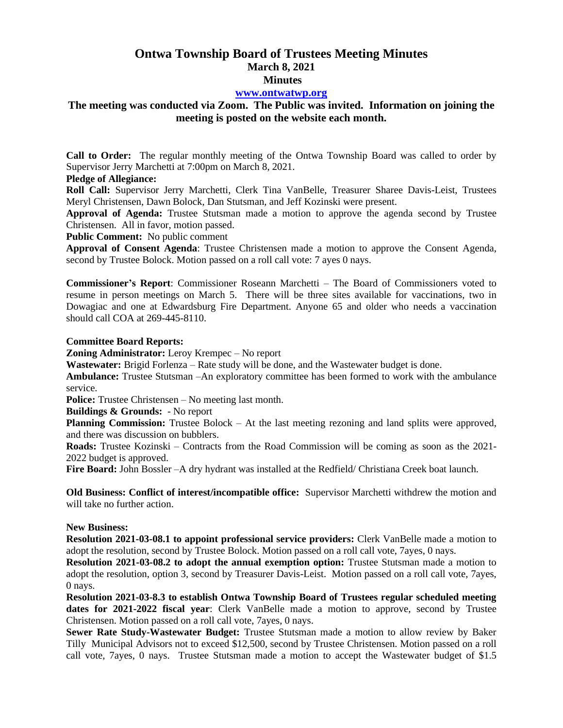# Ontwa Township Board of Trustees Meeting Minutes

## March 8, 2021

## Minutes

### www.ontwatwp.org

### The meeting was conducted via Zoom. The Public was invited. Information on joining the meeting is posted on the website each month.

**Call to Order:** The regular monthly meeting of the Ontwa Township Board was called to order by Supervisor Jerry Marchetti at 7:00pm on March 8, 2021.

**Pledge of Allegiance:**

**Roll Call:** Supervisor Jerry Marchetti, Clerk Tina VanBelle, Treasurer Sharee Davis-Leist, Trustees Meryl Christensen, Dawn Bolock, Dan Stutsman, and Jeff Kozinski were present.

**Approval of Agenda:** Trustee Stutsman made a motion to approve the agenda second by Trustee Christensen. All in favor, motion passed.

**Public Comment:** No public comment

**Approval of Consent Agenda**: Trustee Christensen made a motion to approve the Consent Agenda, second by Trustee Bolock. Motion passed on a roll call vote: 7 ayes 0 nays.

**Commissioner's Report**: Commissioner Roseann Marchetti – The Board of Commissioners voted to resume in person meetings on March 5. There will be three sites available for vaccinations, two in Dowagiac and one at Edwardsburg Fire Department. Anyone 65 and older who needs a vaccination should call COA at 269-445-8110.

**Committee Board Reports:**

**Zoning Administrator:** Leroy Krempec – No report

**Wastewater:** Brigid Forlenza – Rate study will be done, and the Wastewater budget is done.

**Ambulance:** Trustee Stutsman –An exploratory committee has been formed to work with the ambulance service.

**Police:** Trustee Christensen – No meeting last month.

**Buildings & Grounds:** - No report

**Planning Commission:** Trustee Bolock – At the last meeting rezoning and land splits were approved, and there was discussion on bubblers.

**Roads:** Trustee Kozinski – Contracts from the Road Commission will be coming as soon as the 2021-2022 budget is approved.

**Fire Board:** John Bossler –A dry hydrant was installed at the Redfield/ Christiana Creek boat launch.

**Old Business: Conflict of interest/incompatible office:** Supervisor Marchetti withdrew the motion and will take no further action.

**New Business:**

**Resolution 2021-03-08.1 to appoint professional service providers:** Clerk VanBelle made a motion to adopt the resolution, second by Trustee Bolock. Motion passed on a roll call vote, 7ayes, 0 nays.

**Resolution 2021-03-08.2 to adopt the annual exemption option:** Trustee Stutsman made a motion to adopt the resolution, option 3, second by Treasurer Davis-Leist. Motion passed on a roll call vote, 7ayes, 0 nays.

**Resolution 2021-03-8.3 to establish Ontwa Township Board of Trustees regular scheduled meeting dates for 2021-2022 fiscal year**: Clerk VanBelle made a motion to approve, second by Trustee Christensen. Motion passed on a roll call vote, 7ayes, 0 nays.

**Sewer Rate Study-Wastewater Budget:** Trustee Stutsman made a motion to allow review by Baker Tilly Municipal Advisors not to exceed $12,500, second by Trustee Christensen. Motion passed on a roll call vote, 7ayes, 0 nays. Trustee Stutsman made a motion to accept the Wastewater budget of $1.5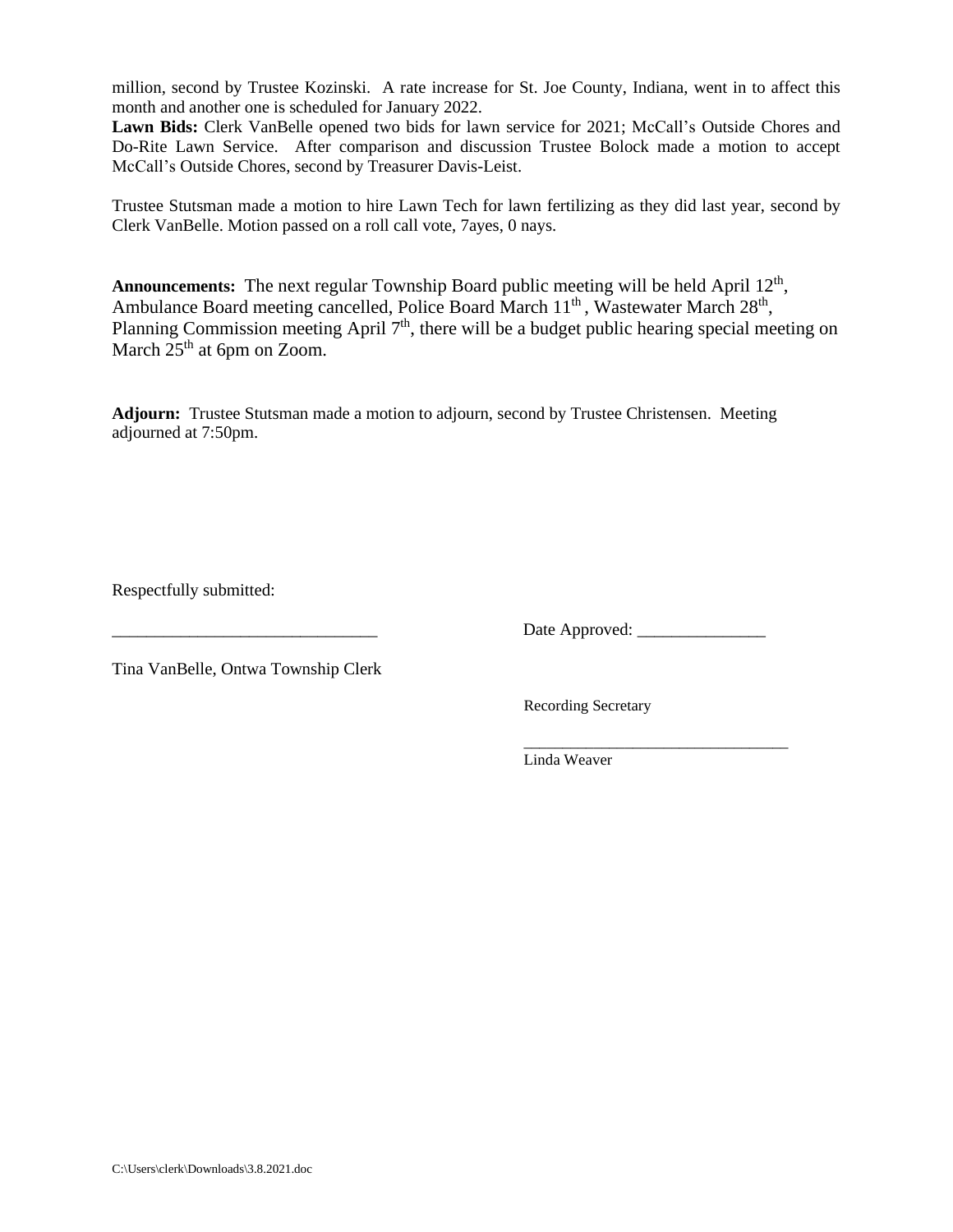million, second by Trustee Kozinski. A rate increase for St. Joe County, Indiana, went in to affect this month and another one is scheduled for January 2022.

**Lawn Bids:** Clerk VanBelle opened two bids for lawn service for 2021; McCall's Outside Chores and Do-Rite Lawn Service. After comparison and discussion Trustee Bolock made a motion to accept McCall's Outside Chores, second by Treasurer Davis-Leist.

Trustee Stutsman made a motion to hire Lawn Tech for lawn fertilizing as they did last year, second by Clerk VanBelle. Motion passed on a roll call vote, 7ayes, 0 nays.

**Announcements:** The next regular Township Board public meeting will be held April 12th, Ambulance Board meeting cancelled, Police Board March 11th , Wastewater March 28th, Planning Commission meeting April 7th, there will be a budget public hearing special meeting on March 25th at 6pm on Zoom.

**Adjourn:** Trustee Stutsman made a motion to adjourn, second by Trustee Christensen. Meeting adjourned at 7:50pm.

Respectfully submitted:

_______________________________ Date Approved: _______________

Tina VanBelle, Ontwa Township Clerk

Recording Secretary

_________________________________

Linda Weaver

C:\Users\clerk\Downloads\3.8.2021.doc